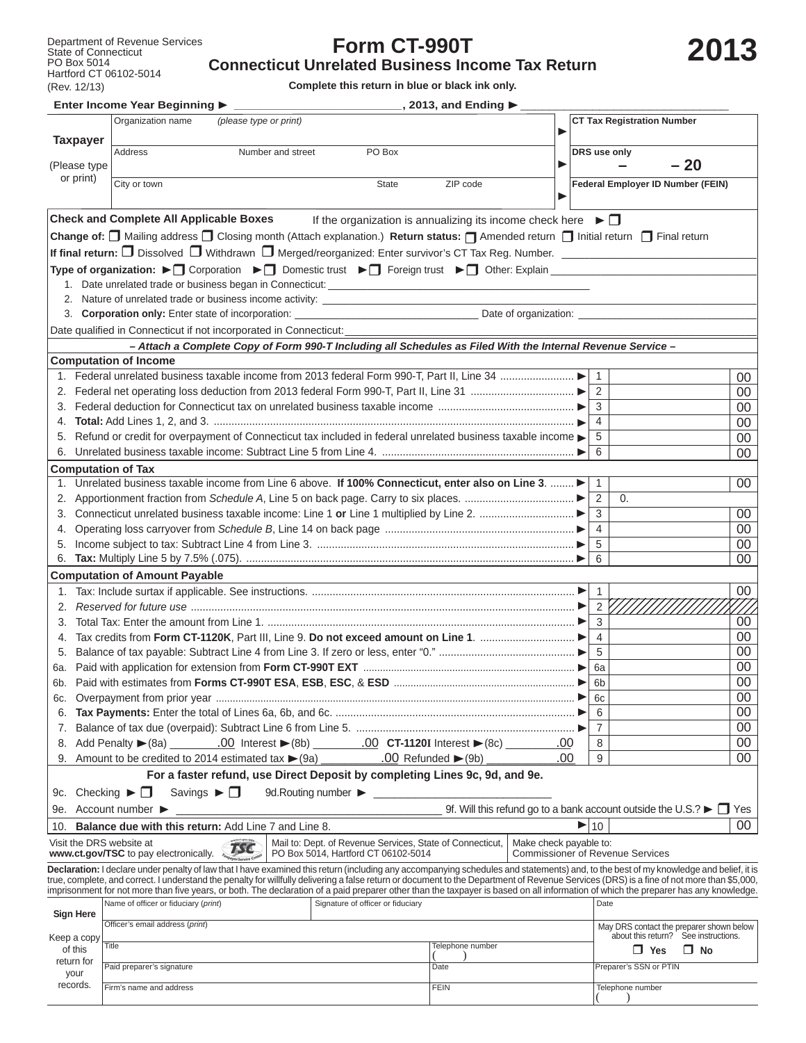Department of Revenue Services
State of Connecticut
PO Box 5014
Hartford CT 06102-5014
(Rev. 12/13)

# Form CT-990T

## Connecticut Unrelated Business Income Tax Return

# 2013

**Complete this return in blue or black ink only.**

**Enter Income Year Beginning ►** ____________________, 2013, and Ending ► ____________________

| Taxpayer (Please type or print) | | |
|---|---|---|
| Organization name (please type or print) | ► | CT Tax Registration Number |
| Address — Number and street — PO Box | ► | DRS use only — – 20 |
| City or town — State — ZIP code | ► | Federal Employer ID Number (FEIN) |

**Check and Complete All Applicable Boxes** If the organization is annualizing its income check here ► ❐

**Change of:** ❐ Mailing address ❐ Closing month (Attach explanation.) **Return status:** ❐ Amended return ❐ Initial return ❐ Final return

**If final return:** ❐ Dissolved ❐ Withdrawn ❐ Merged/reorganized: Enter survivor's CT Tax Reg. Number. ____________

**Type of organization:** ►❐ Corporation ►❐ Domestic trust ►❐ Foreign trust ►❐ Other: Explain ____________

1. Date unrelated trade or business began in Connecticut: ____________
2. Nature of unrelated trade or business income activity: ____________
3. **Corporation only:** Enter state of incorporation: ____________ Date of organization: ____________

Date qualified in Connecticut if not incorporated in Connecticut: ____________

***– Attach a Complete Copy of Form 990-T Including all Schedules as Filed With the Internal Revenue Service –***

### Computation of Income

| | | Line | Amount |
|---|---|---|---|
| 1. | Federal unrelated business taxable income from 2013 federal Form 990-T, Part II, Line 34 ► | 1 | 00 |
| 2. | Federal net operating loss deduction from 2013 federal Form 990-T, Part II, Line 31 ► | 2 | 00 |
| 3. | Federal deduction for Connecticut tax on unrelated business taxable income ► | 3 | 00 |
| 4. | **Total:** Add Lines 1, 2, and 3. ► | 4 | 00 |
| 5. | Refund or credit for overpayment of Connecticut tax included in federal unrelated business taxable income ► | 5 | 00 |
| 6. | Unrelated business taxable income: Subtract Line 5 from Line 4. ► | 6 | 00 |

### Computation of Tax

| | | Line | Amount |
|---|---|---|---|
| 1. | Unrelated business taxable income from Line 6 above. **If 100% Connecticut, enter also on Line 3**. ► | 1 | 00 |
| 2. | Apportionment fraction from *Schedule A*, Line 5 on back page. Carry to six places. ► | 2 | 0. |
| 3. | Connecticut unrelated business taxable income: Line 1 **or** Line 1 multiplied by Line 2. ► | 3 | 00 |
| 4. | Operating loss carryover from *Schedule B*, Line 14 on back page ► | 4 | 00 |
| 5. | Income subject to tax: Subtract Line 4 from Line 3. ► | 5 | 00 |
| 6. | **Tax:** Multiply Line 5 by 7.5% (.075). ► | 6 | 00 |

### Computation of Amount Payable

| | | Line | Amount |
|---|---|---|---|
| 1. | Tax: Include surtax if applicable. See instructions. ► | 1 | 00 |
| 2. | *Reserved for future use* ► | 2 | |
| 3. | Total Tax: Enter the amount from Line 1. ► | 3 | 00 |
| 4. | Tax credits from **Form CT-1120K**, Part III, Line 9. **Do not exceed amount on Line 1**. ► | 4 | 00 |
| 5. | Balance of tax payable: Subtract Line 4 from Line 3. If zero or less, enter "0." ► | 5 | 00 |
| 6a. | Paid with application for extension from **Form CT-990T EXT** ► | 6a | 00 |
| 6b. | Paid with estimates from **Forms CT-990T ESA**, **ESB**, **ESC**, & **ESD** ► | 6b | 00 |
| 6c. | Overpayment from prior year ► | 6c | 00 |
| 6. | **Tax Payments:** Enter the total of Lines 6a, 6b, and 6c. ► | 6 | 00 |
| 7. | Balance of tax due (overpaid): Subtract Line 6 from Line 5. ► | 7 | 00 |
| 8. | Add Penalty ►(8a) ________.00 Interest ►(8b) ________.00 **CT-1120I** Interest ►(8c) ________.00 | 8 | 00 |
| 9. | Amount to be credited to 2014 estimated tax ►(9a) ________.00 Refunded ►(9b) ________.00 | 9 | 00 |

**For a faster refund, use Direct Deposit by completing Lines 9c, 9d, and 9e.**

9c. Checking ► ❐ Savings ► ❐ 9d.Routing number ► ____________

9e. Account number ► ____________ 9f. Will this refund go to a bank account outside the U.S.? ► ❐ Yes

| | | Line | Amount |
|---|---|---|---|
| 10. | **Balance due with this return:** Add Line 7 and Line 8. ► | 10 | 00 |

Visit the DRS website at **www.ct.gov/TSC** to pay electronically. | Mail to: Dept. of Revenue Services, State of Connecticut, PO Box 5014, Hartford CT 06102-5014 | Make check payable to: Commissioner of Revenue Services

**Declaration:** I declare under penalty of law that I have examined this return (including any accompanying schedules and statements) and, to the best of my knowledge and belief, it is true, complete, and correct. I understand the penalty for willfully delivering a false return or document to the Department of Revenue Services (DRS) is a fine of not more than $5,000, imprisonment for not more than five years, or both. The declaration of a paid preparer other than the taxpayer is based on all information of which the preparer has any knowledge.

| **Sign Here** Keep a copy of this return for your records. | | | |
|---|---|---|---|
| Name of officer or fiduciary (*print*) | Signature of officer or fiduciary | | Date |
| Officer's email address (*print*) | | | May DRS contact the preparer shown below about this return? See instructions. |
| Title | | Telephone number ( ) | ❐ Yes ❐ No |
| Paid preparer's signature | | Date | Preparer's SSN or PTIN |
| Firm's name and address | | FEIN | Telephone number ( ) |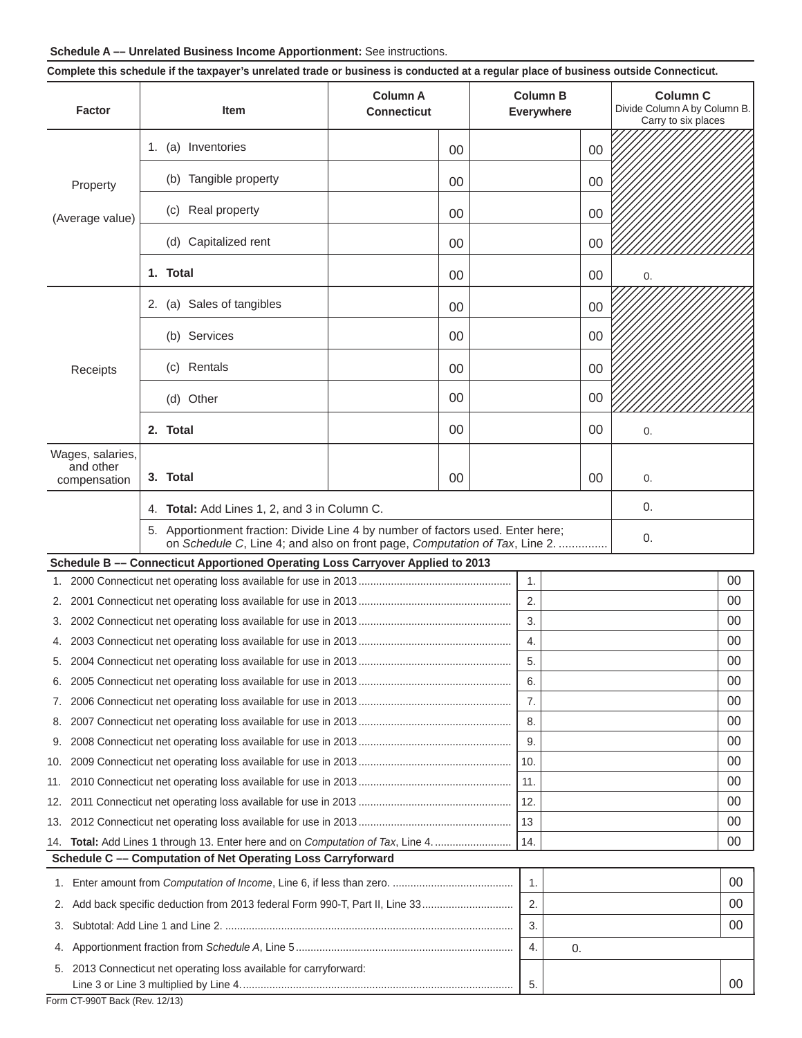**Schedule A –– Unrelated Business Income Apportionment:** See instructions.

**Complete this schedule if the taxpayer's unrelated trade or business is conducted at a regular place of business outside Connecticut.**

| Factor | Item | Column A Connecticut | Column B Everywhere | Column C Divide Column A by Column B. Carry to six places |
|---|---|---|---|---|
| Property (Average value) | 1. (a) Inventories | 00 | 00 | |
| | (b) Tangible property | 00 | 00 | |
| | (c) Real property | 00 | 00 | |
| | (d) Capitalized rent | 00 | 00 | |
| | **1. Total** | 00 | 00 | 0. |
| Receipts | 2. (a) Sales of tangibles | 00 | 00 | |
| | (b) Services | 00 | 00 | |
| | (c) Rentals | 00 | 00 | |
| | (d) Other | 00 | 00 | |
| | **2. Total** | 00 | 00 | 0. |
| Wages, salaries, and other compensation | **3. Total** | 00 | 00 | 0. |
| | 4. **Total:** Add Lines 1, 2, and 3 in Column C. | | | 0. |
| | 5. Apportionment fraction: Divide Line 4 by number of factors used. Enter here; on *Schedule C*, Line 4; and also on front page, *Computation of Tax*, Line 2. .............. | | | 0. |

**Schedule B –– Connecticut Apportioned Operating Loss Carryover Applied to 2013**

| | | |
|---|---|---|
| 1. 2000 Connecticut net operating loss available for use in 2013 | 1. | 00 |
| 2. 2001 Connecticut net operating loss available for use in 2013 | 2. | 00 |
| 3. 2002 Connecticut net operating loss available for use in 2013 | 3. | 00 |
| 4. 2003 Connecticut net operating loss available for use in 2013 | 4. | 00 |
| 5. 2004 Connecticut net operating loss available for use in 2013 | 5. | 00 |
| 6. 2005 Connecticut net operating loss available for use in 2013 | 6. | 00 |
| 7. 2006 Connecticut net operating loss available for use in 2013 | 7. | 00 |
| 8. 2007 Connecticut net operating loss available for use in 2013 | 8. | 00 |
| 9. 2008 Connecticut net operating loss available for use in 2013 | 9. | 00 |
| 10. 2009 Connecticut net operating loss available for use in 2013 | 10. | 00 |
| 11. 2010 Connecticut net operating loss available for use in 2013 | 11. | 00 |
| 12. 2011 Connecticut net operating loss available for use in 2013 | 12. | 00 |
| 13. 2012 Connecticut net operating loss available for use in 2013 | 13 | 00 |
| 14. **Total:** Add Lines 1 through 13. Enter here and on *Computation of Tax*, Line 4. | 14. | 00 |

**Schedule C –– Computation of Net Operating Loss Carryforward**

| | | |
|---|---|---|
| 1. Enter amount from *Computation of Income*, Line 6, if less than zero. | 1. | 00 |
| 2. Add back specific deduction from 2013 federal Form 990-T, Part II, Line 33 | 2. | 00 |
| 3. Subtotal: Add Line 1 and Line 2. | 3. | 00 |
| 4. Apportionment fraction from *Schedule A*, Line 5 | 4. | 0. |
| 5. 2013 Connecticut net operating loss available for carryforward: Line 3 or Line 3 multiplied by Line 4. | 5. | 00 |

Form CT-990T Back (Rev. 12/13)